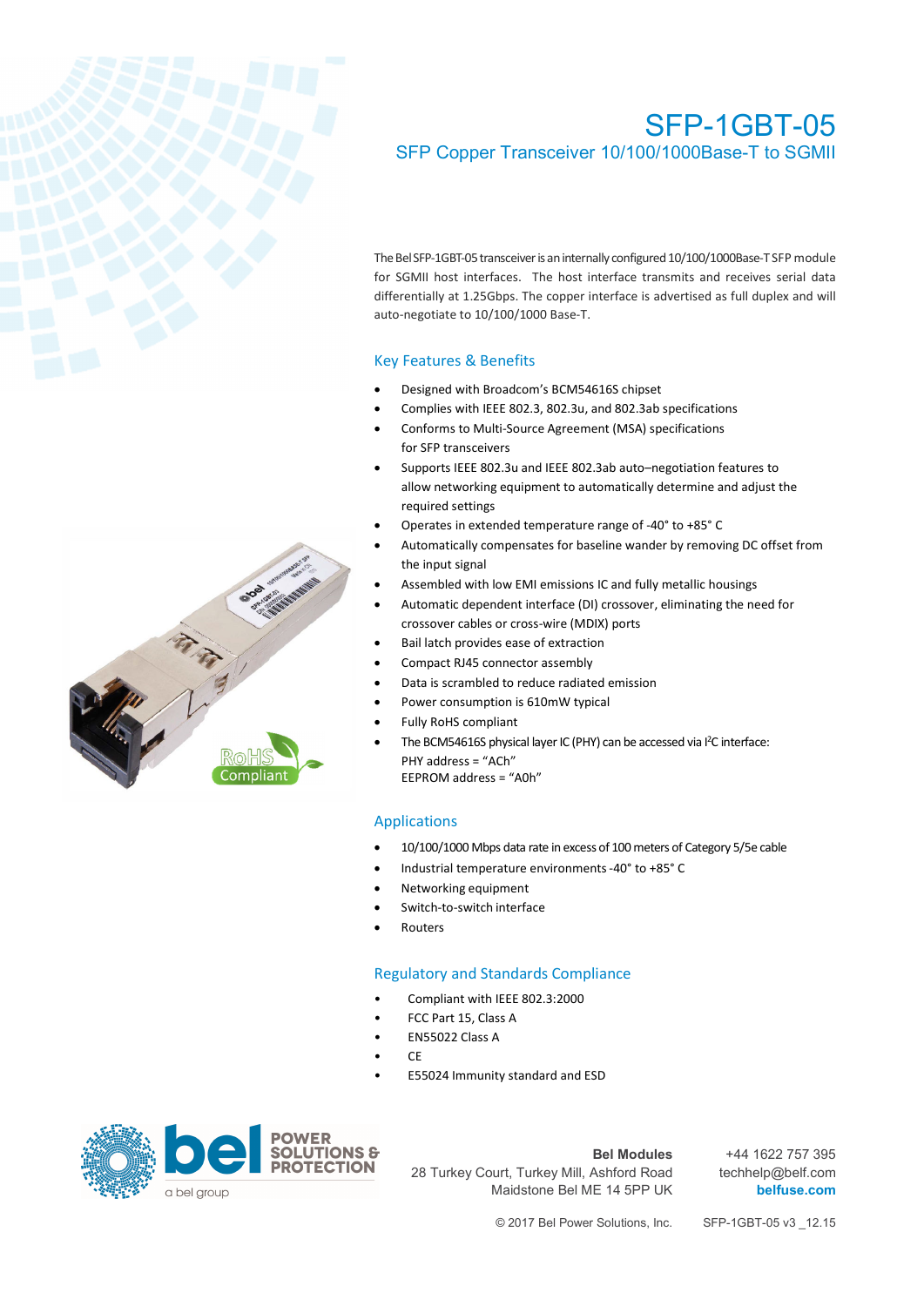# SFP-1GBT-05

## SFP Copper Transceiver 10/100/1000Base-T to SGMII

The Bel SFP-1GBT-05 transceiver is an internally configured 10/100/1000Base-T SFP module for SGMII host interfaces. The host interface transmits and receives serial data differentially at 1.25Gbps. The copper interface is advertised as full duplex and will auto-negotiate to 10/100/1000 Base-T.

### Key Features & Benefits

- Designed with Broadcom's BCM54616S chipset
- Complies with IEEE 802.3, 802.3u, and 802.3ab specifications
- Conforms to Multi-Source Agreement (MSA) specifications for SFP transceivers
- Supports IEEE 802.3u and IEEE 802.3ab auto–negotiation features to allow networking equipment to automatically determine and adjust the required settings
- Operates in extended temperature range of -40° to +85° C
- Automatically compensates for baseline wander by removing DC offset from the input signal
- Assembled with low EMI emissions IC and fully metallic housings
- Automatic dependent interface (DI) crossover, eliminating the need for crossover cables or cross-wire (MDIX) ports
- Bail latch provides ease of extraction
- Compact RJ45 connector assembly
- Data is scrambled to reduce radiated emission
- Power consumption is 610mW typical
- Fully RoHS compliant
- The BCM54616S physical layer IC (PHY) can be accessed via I²C interface:
  PHY address = "ACh"
  EEPROM address = "A0h"

### Applications

- 10/100/1000 Mbps data rate in excess of 100 meters of Category 5/5e cable
- Industrial temperature environments -40° to +85° C
- Networking equipment
- Switch-to-switch interface
- Routers

### Regulatory and Standards Compliance

- Compliant with IEEE 802.3:2000
- FCC Part 15, Class A
- EN55022 Class A
- CE
- E55024 Immunity standard and ESD

**Bel Modules**
28 Turkey Court, Turkey Mill, Ashford Road
Maidstone Bel ME 14 5PP UK

+44 1622 757 395
techhelp@belf.com
**belfuse.com**

© 2017 Bel Power Solutions, Inc. SFP-1GBT-05 v3 _12.15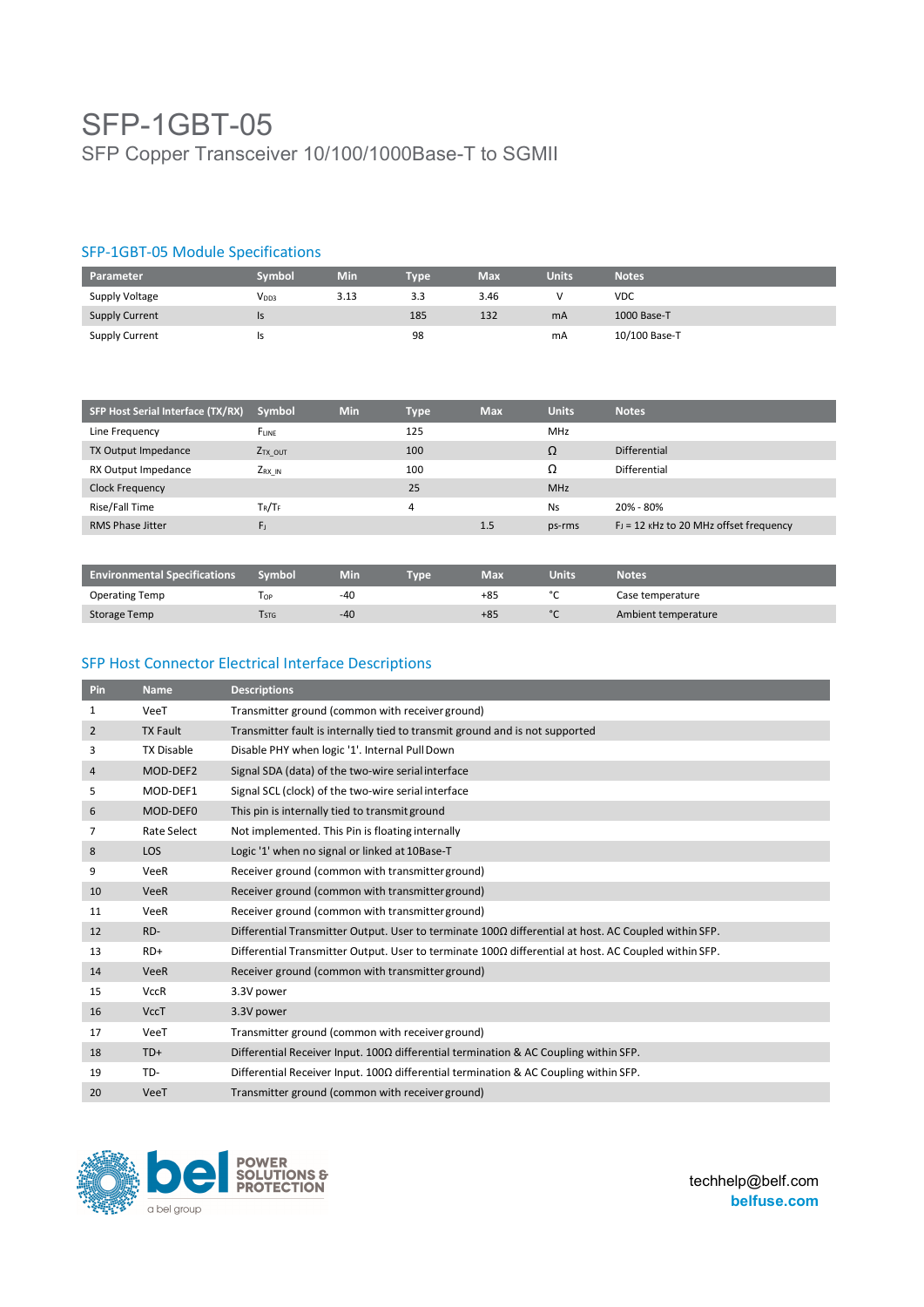# SFP-1GBT-05

SFP Copper Transceiver 10/100/1000Base-T to SGMII

## SFP-1GBT-05 Module Specifications

| Parameter | Symbol | Min | Type | Max | Units | Notes |
|---|---|---|---|---|---|---|
| Supply Voltage | $V_{DD3}$ | 3.13 | 3.3 | 3.46 | V | VDC |
| Supply Current | Is | | 185 | 132 | mA | 1000 Base-T |
| Supply Current | Is | | 98 | | mA | 10/100 Base-T |

| SFP Host Serial Interface (TX/RX) | Symbol | Min | Type | Max | Units | Notes |
|---|---|---|---|---|---|---|
| Line Frequency | $F_{LINE}$ | | 125 | | MHz | |
| TX Output Impedance | $Z_{TX\_OUT}$ | | 100 | | Ω | Differential |
| RX Output Impedance | $Z_{RX\_IN}$ | | 100 | | Ω | Differential |
| Clock Frequency | | | 25 | | MHz | |
| Rise/Fall Time | $T_R/T_F$ | | 4 | | Ns | 20% - 80% |
| RMS Phase Jitter | $F_J$ | | | 1.5 | ps-rms | $F_J$ = 12 kHz to 20 MHz offset frequency |

| Environmental Specifications | Symbol | Min | Type | Max | Units | Notes |
|---|---|---|---|---|---|---|
| Operating Temp | $T_{OP}$ | -40 | | +85 | °C | Case temperature |
| Storage Temp | $T_{STG}$ | -40 | | +85 | °C | Ambient temperature |

## SFP Host Connector Electrical Interface Descriptions

| Pin | Name | Descriptions |
|---|---|---|
| 1 | VeeT | Transmitter ground (common with receiver ground) |
| 2 | TX Fault | Transmitter fault is internally tied to transmit ground and is not supported |
| 3 | TX Disable | Disable PHY when logic '1'. Internal Pull Down |
| 4 | MOD-DEF2 | Signal SDA (data) of the two-wire serial interface |
| 5 | MOD-DEF1 | Signal SCL (clock) of the two-wire serial interface |
| 6 | MOD-DEF0 | This pin is internally tied to transmit ground |
| 7 | Rate Select | Not implemented. This Pin is floating internally |
| 8 | LOS | Logic '1' when no signal or linked at 10Base-T |
| 9 | VeeR | Receiver ground (common with transmitter ground) |
| 10 | VeeR | Receiver ground (common with transmitter ground) |
| 11 | VeeR | Receiver ground (common with transmitter ground) |
| 12 | RD- | Differential Transmitter Output. User to terminate 100Ω differential at host. AC Coupled within SFP. |
| 13 | RD+ | Differential Transmitter Output. User to terminate 100Ω differential at host. AC Coupled within SFP. |
| 14 | VeeR | Receiver ground (common with transmitter ground) |
| 15 | VccR | 3.3V power |
| 16 | VccT | 3.3V power |
| 17 | VeeT | Transmitter ground (common with receiver ground) |
| 18 | TD+ | Differential Receiver Input. 100Ω differential termination & AC Coupling within SFP. |
| 19 | TD- | Differential Receiver Input. 100Ω differential termination & AC Coupling within SFP. |
| 20 | VeeT | Transmitter ground (common with receiver ground) |

techhelp@belf.com
belfuse.com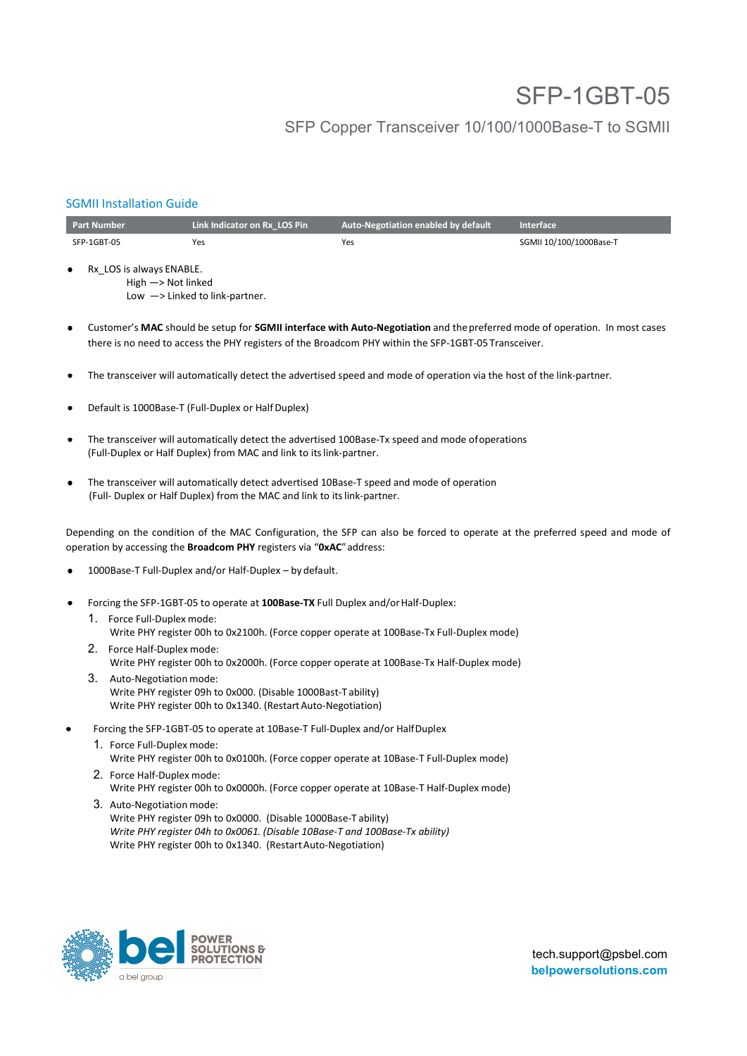# SFP-1GBT-05

## SFP Copper Transceiver 10/100/1000Base-T to SGMII

### SGMII Installation Guide

| Part Number | Link Indicator on Rx_LOS Pin | Auto-Negotiation enabled by default | Interface |
| --- | --- | --- | --- |
| SFP-1GBT-05 | Yes | Yes | SGMII 10/100/1000Base-T |

- Rx_LOS is always ENABLE.
  High —> Not linked
  Low —> Linked to link-partner.

- Customer's **MAC** should be setup for **SGMII interface with Auto-Negotiation** and the preferred mode of operation. In most cases there is no need to access the PHY registers of the Broadcom PHY within the SFP-1GBT-05 Transceiver.

- The transceiver will automatically detect the advertised speed and mode of operation via the host of the link-partner.

- Default is 1000Base-T (Full-Duplex or Half Duplex)

- The transceiver will automatically detect the advertised 100Base-Tx speed and mode of operations (Full-Duplex or Half Duplex) from MAC and link to its link-partner.

- The transceiver will automatically detect advertised 10Base-T speed and mode of operation (Full- Duplex or Half Duplex) from the MAC and link to its link-partner.

Depending on the condition of the MAC Configuration, the SFP can also be forced to operate at the preferred speed and mode of operation by accessing the **Broadcom PHY** registers via "**0xAC**" address:

- 1000Base-T Full-Duplex and/or Half-Duplex – by default.

- Forcing the SFP-1GBT-05 to operate at **100Base-TX** Full Duplex and/or Half-Duplex:
  1. Force Full-Duplex mode:
     Write PHY register 00h to 0x2100h. (Force copper operate at 100Base-Tx Full-Duplex mode)
  2. Force Half-Duplex mode:
     Write PHY register 00h to 0x2000h. (Force copper operate at 100Base-Tx Half-Duplex mode)
  3. Auto-Negotiation mode:
     Write PHY register 09h to 0x000. (Disable 1000Bast-T ability)
     Write PHY register 00h to 0x1340. (Restart Auto-Negotiation)

- Forcing the SFP-1GBT-05 to operate at 10Base-T Full-Duplex and/or Half Duplex
  1. Force Full-Duplex mode:
     Write PHY register 00h to 0x0100h. (Force copper operate at 10Base-T Full-Duplex mode)
  2. Force Half-Duplex mode:
     Write PHY register 00h to 0x0000h. (Force copper operate at 10Base-T Half-Duplex mode)
  3. Auto-Negotiation mode:
     Write PHY register 09h to 0x0000. (Disable 1000Base-T ability)
     *Write PHY register 04h to 0x0061. (Disable 10Base-T and 100Base-Tx ability)*
     Write PHY register 00h to 0x1340. (Restart Auto-Negotiation)

tech.support@psbel.com
**belpowersolutions.com**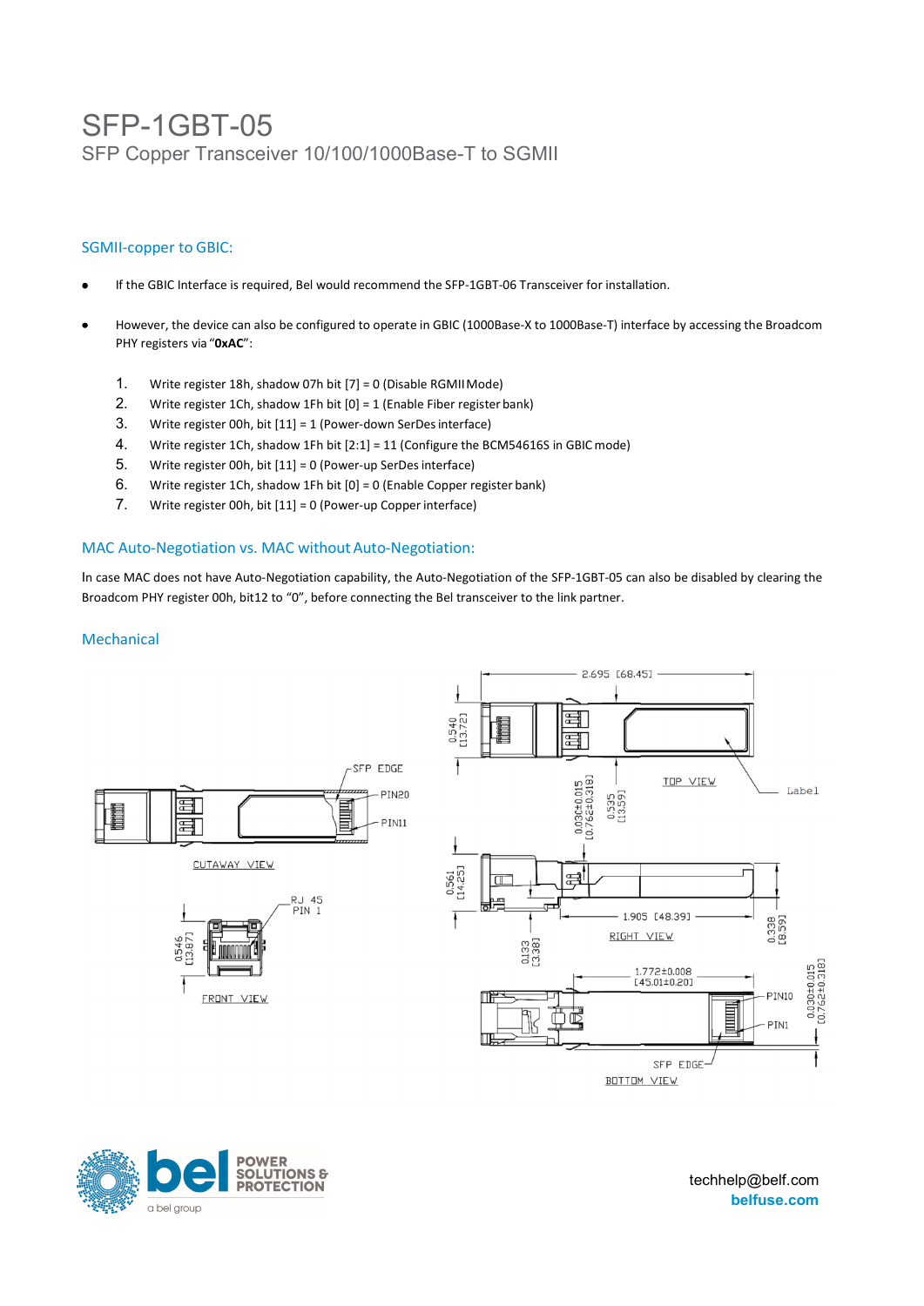# SFP-1GBT-05

SFP Copper Transceiver 10/100/1000Base-T to SGMII

## SGMII-copper to GBIC:

- If the GBIC Interface is required, Bel would recommend the SFP-1GBT-06 Transceiver for installation.
- However, the device can also be configured to operate in GBIC (1000Base-X to 1000Base-T) interface by accessing the Broadcom PHY registers via "**0xAC**":

1. Write register 18h, shadow 07h bit [7] = 0 (Disable RGMII Mode)
2. Write register 1Ch, shadow 1Fh bit [0] = 1 (Enable Fiber register bank)
3. Write register 00h, bit [11] = 1 (Power-down SerDes interface)
4. Write register 1Ch, shadow 1Fh bit [2:1] = 11 (Configure the BCM54616S in GBIC mode)
5. Write register 00h, bit [11] = 0 (Power-up SerDes interface)
6. Write register 1Ch, shadow 1Fh bit [0] = 0 (Enable Copper register bank)
7. Write register 00h, bit [11] = 0 (Power-up Copper interface)

## MAC Auto-Negotiation vs. MAC without Auto-Negotiation:

In case MAC does not have Auto-Negotiation capability, the Auto-Negotiation of the SFP-1GBT-05 can also be disabled by clearing the Broadcom PHY register 00h, bit12 to "0", before connecting the Bel transceiver to the link partner.

## Mechanical

SFP EDGE
PIN20
PIN11
CUTAWAY VIEW

RJ 45
PIN 1
0.546 [13.87]
FRONT VIEW

2.695 [68.45]
0.540 [13.72]
TOP VIEW
Label
0.030±0.015 [0.762±0.318]
0.535 [13.59]

0.561 [14.25]
1.905 [48.39]
RIGHT VIEW
0.338 [8.59]
0.133 [3.38]

1.772±0.008 [45.01±0.20]
0.030±0.015 [0.762±0.318]
PIN10
PIN1
SFP EDGE
BOTTOM VIEW

techhelp@belf.com
belfuse.com